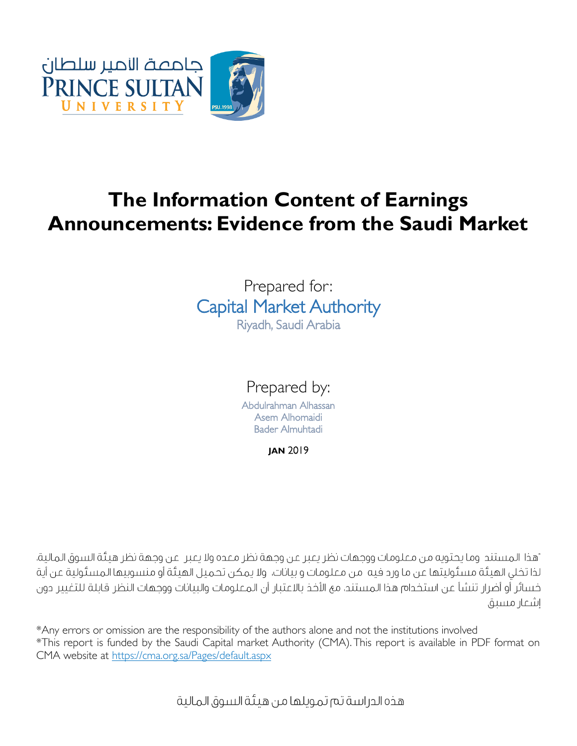جامعة الأمير سلطان
PRINCE SULTAN
UNIVERSITY

# The Information Content of Earnings Announcements: Evidence from the Saudi Market

Prepared for:

Capital Market Authority

Riyadh, Saudi Arabia

Prepared by:

Abdulrahman Alhassan

Asem Alhomaidi

Bader Almuhtadi

**JAN** 2019

"هذا المستند وما يحتويه من معلومات ووجهات نظر يعبر عن وجهة نظر معده ولا يعبر عن وجهة نظر هيئة السوق المالية، لذا تخلي الهيئة مسئوليتها عن ما ورد فيه من معلومات و بيانات، ولا يمكن تحميل الهيئة أو منسوبيها المسئولية عن أية خسائر أو أضرار تنشأ عن استخدام هذا المستند، مع الأخذ بالاعتبار أن المعلومات والبيانات ووجهات النظر قابلة للتغيير دون إشعار مسبق

*Any errors or omission are the responsibility of the authors alone and not the institutions involved
*This report is funded by the Saudi Capital market Authority (CMA). This report is available in PDF format on CMA website at https://cma.org.sa/Pages/default.aspx

هذه الدراسة تم تمويلها من هيئة السوق المالية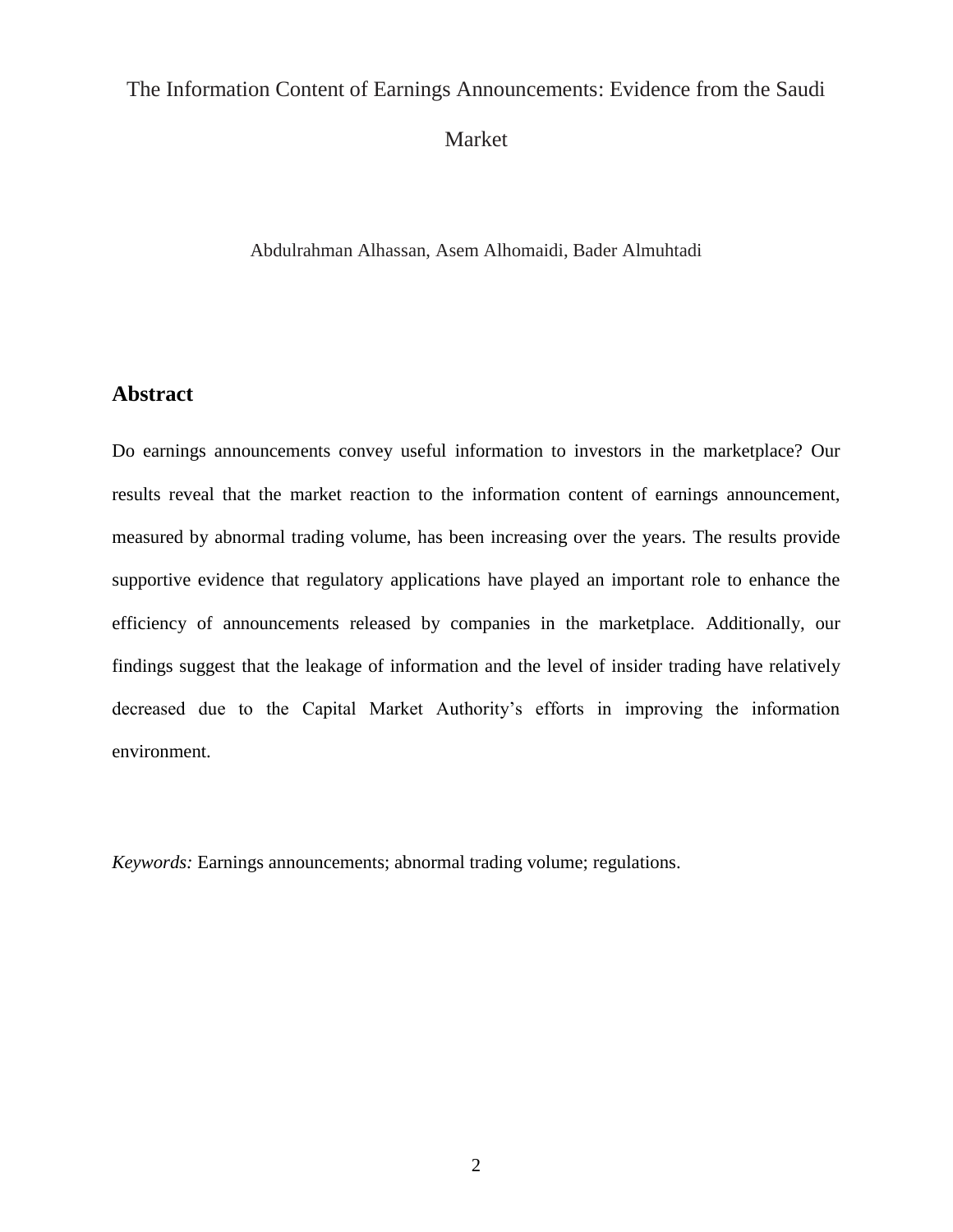# The Information Content of Earnings Announcements: Evidence from the Saudi Market

Abdulrahman Alhassan, Asem Alhomaidi, Bader Almuhtadi

## Abstract

Do earnings announcements convey useful information to investors in the marketplace? Our results reveal that the market reaction to the information content of earnings announcement, measured by abnormal trading volume, has been increasing over the years. The results provide supportive evidence that regulatory applications have played an important role to enhance the efficiency of announcements released by companies in the marketplace. Additionally, our findings suggest that the leakage of information and the level of insider trading have relatively decreased due to the Capital Market Authority's efforts in improving the information environment.

*Keywords:* Earnings announcements; abnormal trading volume; regulations.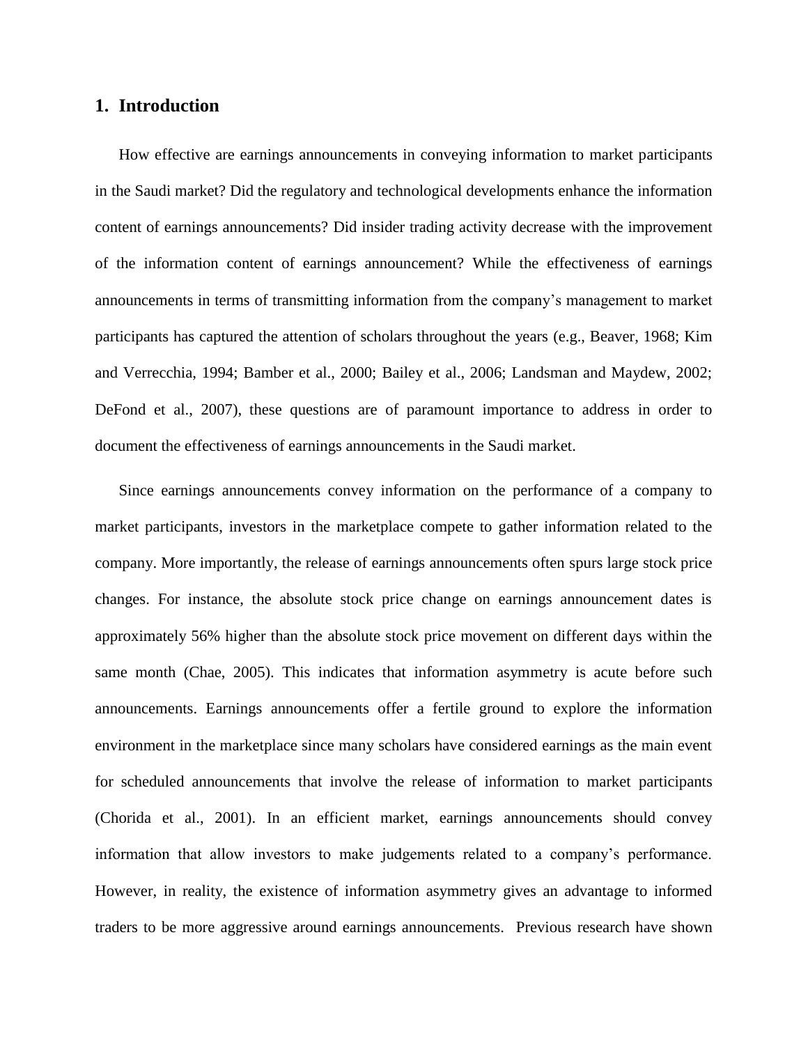## 1. Introduction

How effective are earnings announcements in conveying information to market participants in the Saudi market? Did the regulatory and technological developments enhance the information content of earnings announcements? Did insider trading activity decrease with the improvement of the information content of earnings announcement? While the effectiveness of earnings announcements in terms of transmitting information from the company's management to market participants has captured the attention of scholars throughout the years (e.g., Beaver, 1968; Kim and Verrecchia, 1994; Bamber et al., 2000; Bailey et al., 2006; Landsman and Maydew, 2002; DeFond et al., 2007), these questions are of paramount importance to address in order to document the effectiveness of earnings announcements in the Saudi market.

Since earnings announcements convey information on the performance of a company to market participants, investors in the marketplace compete to gather information related to the company. More importantly, the release of earnings announcements often spurs large stock price changes. For instance, the absolute stock price change on earnings announcement dates is approximately 56% higher than the absolute stock price movement on different days within the same month (Chae, 2005). This indicates that information asymmetry is acute before such announcements. Earnings announcements offer a fertile ground to explore the information environment in the marketplace since many scholars have considered earnings as the main event for scheduled announcements that involve the release of information to market participants (Chorida et al., 2001). In an efficient market, earnings announcements should convey information that allow investors to make judgements related to a company's performance. However, in reality, the existence of information asymmetry gives an advantage to informed traders to be more aggressive around earnings announcements. Previous research have shown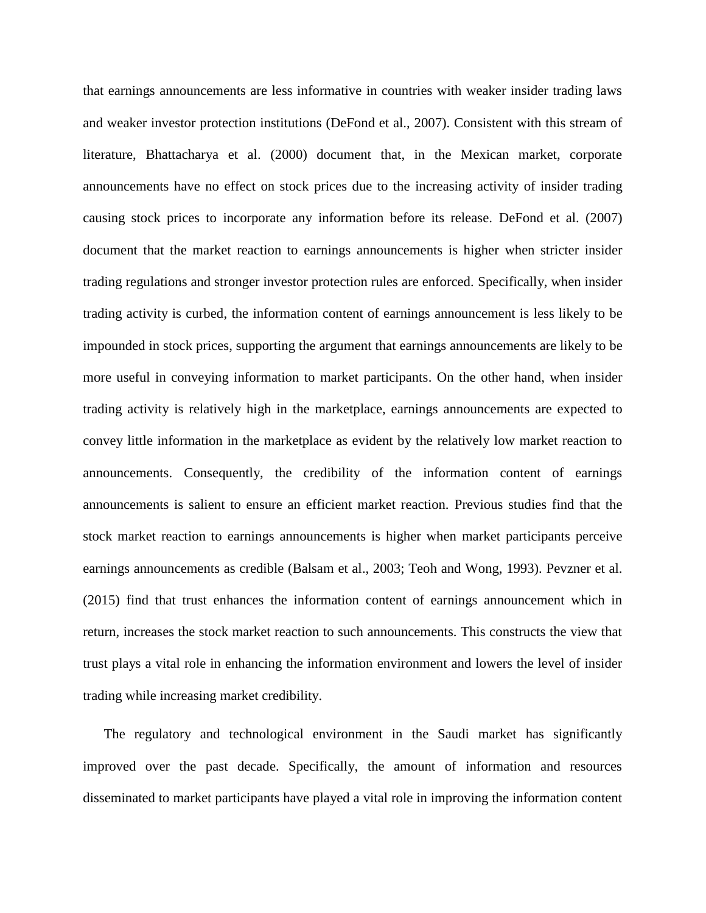that earnings announcements are less informative in countries with weaker insider trading laws and weaker investor protection institutions (DeFond et al., 2007). Consistent with this stream of literature, Bhattacharya et al. (2000) document that, in the Mexican market, corporate announcements have no effect on stock prices due to the increasing activity of insider trading causing stock prices to incorporate any information before its release. DeFond et al. (2007) document that the market reaction to earnings announcements is higher when stricter insider trading regulations and stronger investor protection rules are enforced. Specifically, when insider trading activity is curbed, the information content of earnings announcement is less likely to be impounded in stock prices, supporting the argument that earnings announcements are likely to be more useful in conveying information to market participants. On the other hand, when insider trading activity is relatively high in the marketplace, earnings announcements are expected to convey little information in the marketplace as evident by the relatively low market reaction to announcements. Consequently, the credibility of the information content of earnings announcements is salient to ensure an efficient market reaction. Previous studies find that the stock market reaction to earnings announcements is higher when market participants perceive earnings announcements as credible (Balsam et al., 2003; Teoh and Wong, 1993). Pevzner et al. (2015) find that trust enhances the information content of earnings announcement which in return, increases the stock market reaction to such announcements. This constructs the view that trust plays a vital role in enhancing the information environment and lowers the level of insider trading while increasing market credibility.

The regulatory and technological environment in the Saudi market has significantly improved over the past decade. Specifically, the amount of information and resources disseminated to market participants have played a vital role in improving the information content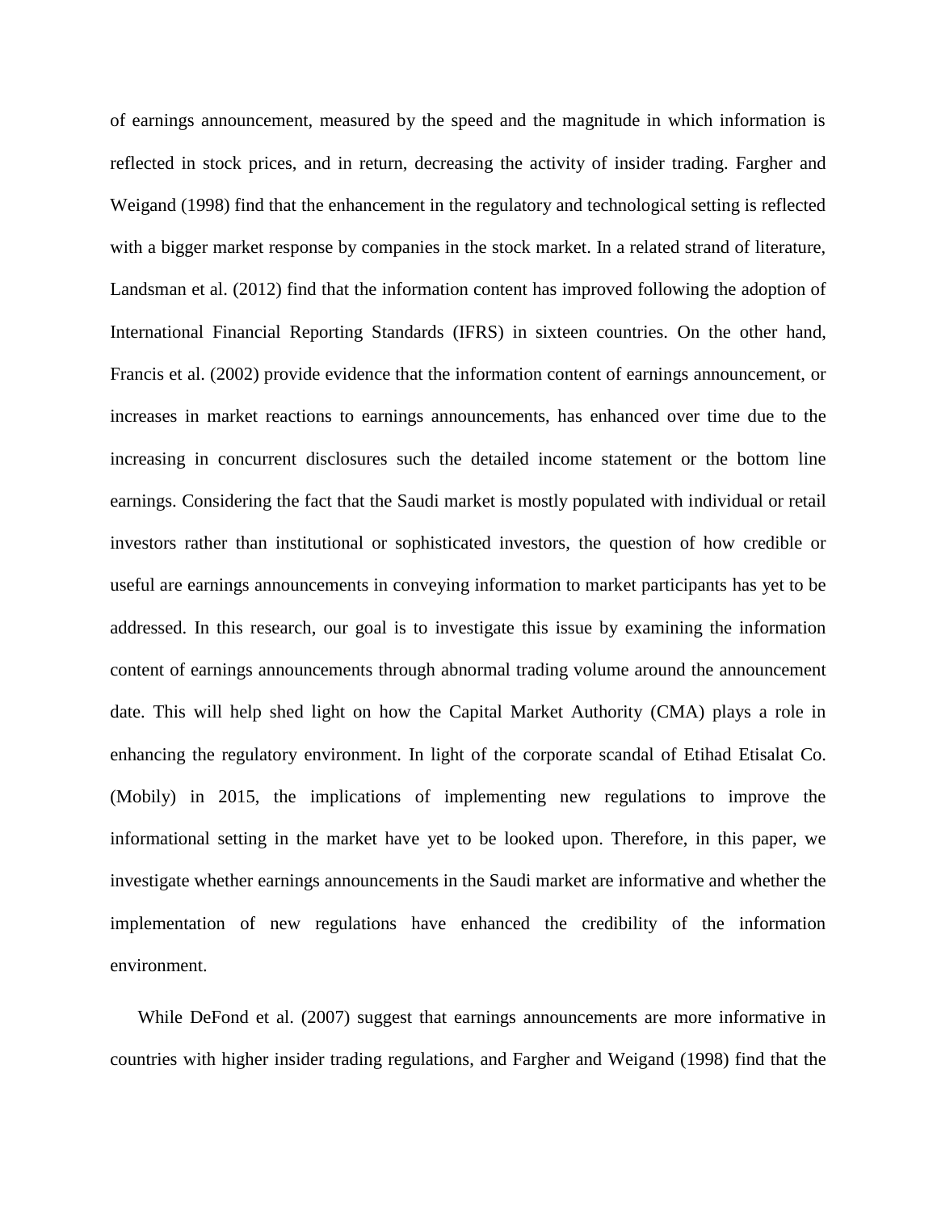of earnings announcement, measured by the speed and the magnitude in which information is reflected in stock prices, and in return, decreasing the activity of insider trading. Fargher and Weigand (1998) find that the enhancement in the regulatory and technological setting is reflected with a bigger market response by companies in the stock market. In a related strand of literature, Landsman et al. (2012) find that the information content has improved following the adoption of International Financial Reporting Standards (IFRS) in sixteen countries. On the other hand, Francis et al. (2002) provide evidence that the information content of earnings announcement, or increases in market reactions to earnings announcements, has enhanced over time due to the increasing in concurrent disclosures such the detailed income statement or the bottom line earnings. Considering the fact that the Saudi market is mostly populated with individual or retail investors rather than institutional or sophisticated investors, the question of how credible or useful are earnings announcements in conveying information to market participants has yet to be addressed. In this research, our goal is to investigate this issue by examining the information content of earnings announcements through abnormal trading volume around the announcement date. This will help shed light on how the Capital Market Authority (CMA) plays a role in enhancing the regulatory environment. In light of the corporate scandal of Etihad Etisalat Co. (Mobily) in 2015, the implications of implementing new regulations to improve the informational setting in the market have yet to be looked upon. Therefore, in this paper, we investigate whether earnings announcements in the Saudi market are informative and whether the implementation of new regulations have enhanced the credibility of the information environment.

While DeFond et al. (2007) suggest that earnings announcements are more informative in countries with higher insider trading regulations, and Fargher and Weigand (1998) find that the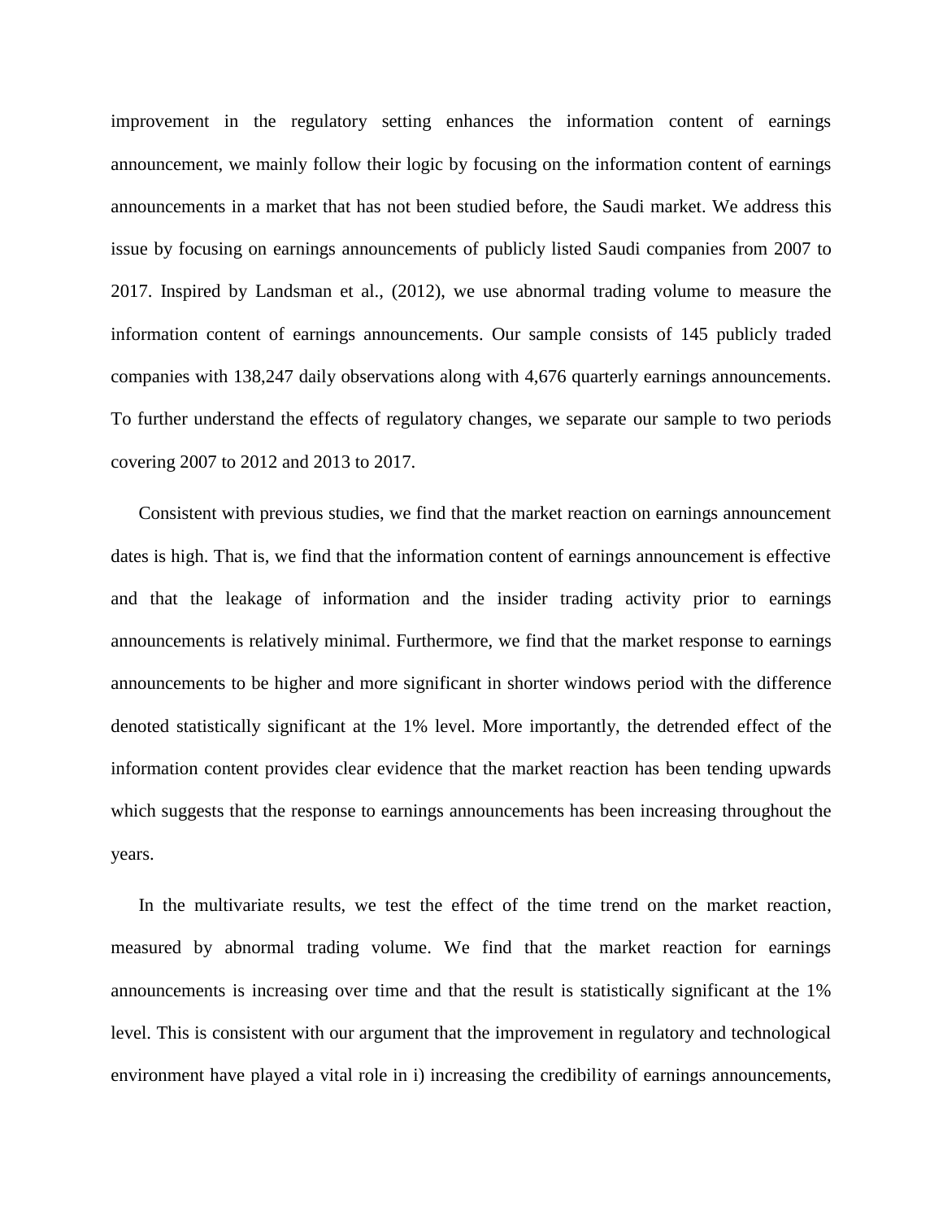improvement in the regulatory setting enhances the information content of earnings announcement, we mainly follow their logic by focusing on the information content of earnings announcements in a market that has not been studied before, the Saudi market. We address this issue by focusing on earnings announcements of publicly listed Saudi companies from 2007 to 2017. Inspired by Landsman et al., (2012), we use abnormal trading volume to measure the information content of earnings announcements. Our sample consists of 145 publicly traded companies with 138,247 daily observations along with 4,676 quarterly earnings announcements. To further understand the effects of regulatory changes, we separate our sample to two periods covering 2007 to 2012 and 2013 to 2017.

Consistent with previous studies, we find that the market reaction on earnings announcement dates is high. That is, we find that the information content of earnings announcement is effective and that the leakage of information and the insider trading activity prior to earnings announcements is relatively minimal. Furthermore, we find that the market response to earnings announcements to be higher and more significant in shorter windows period with the difference denoted statistically significant at the 1% level. More importantly, the detrended effect of the information content provides clear evidence that the market reaction has been tending upwards which suggests that the response to earnings announcements has been increasing throughout the years.

In the multivariate results, we test the effect of the time trend on the market reaction, measured by abnormal trading volume. We find that the market reaction for earnings announcements is increasing over time and that the result is statistically significant at the 1% level. This is consistent with our argument that the improvement in regulatory and technological environment have played a vital role in i) increasing the credibility of earnings announcements,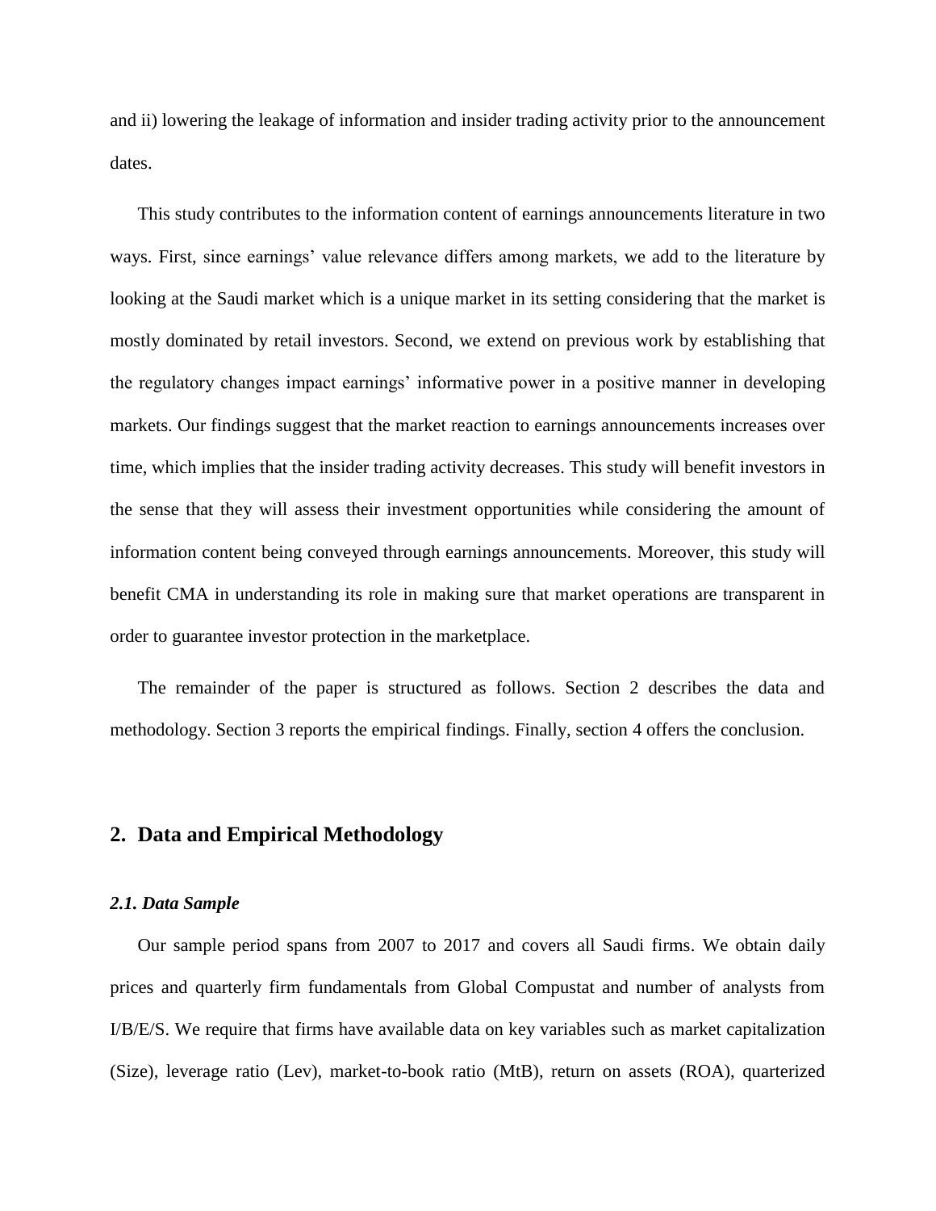and ii) lowering the leakage of information and insider trading activity prior to the announcement dates.

This study contributes to the information content of earnings announcements literature in two ways. First, since earnings' value relevance differs among markets, we add to the literature by looking at the Saudi market which is a unique market in its setting considering that the market is mostly dominated by retail investors. Second, we extend on previous work by establishing that the regulatory changes impact earnings' informative power in a positive manner in developing markets. Our findings suggest that the market reaction to earnings announcements increases over time, which implies that the insider trading activity decreases. This study will benefit investors in the sense that they will assess their investment opportunities while considering the amount of information content being conveyed through earnings announcements. Moreover, this study will benefit CMA in understanding its role in making sure that market operations are transparent in order to guarantee investor protection in the marketplace.

The remainder of the paper is structured as follows. Section 2 describes the data and methodology. Section 3 reports the empirical findings. Finally, section 4 offers the conclusion.

## 2. Data and Empirical Methodology

### *2.1. Data Sample*

Our sample period spans from 2007 to 2017 and covers all Saudi firms. We obtain daily prices and quarterly firm fundamentals from Global Compustat and number of analysts from I/B/E/S. We require that firms have available data on key variables such as market capitalization (Size), leverage ratio (Lev), market-to-book ratio (MtB), return on assets (ROA), quarterized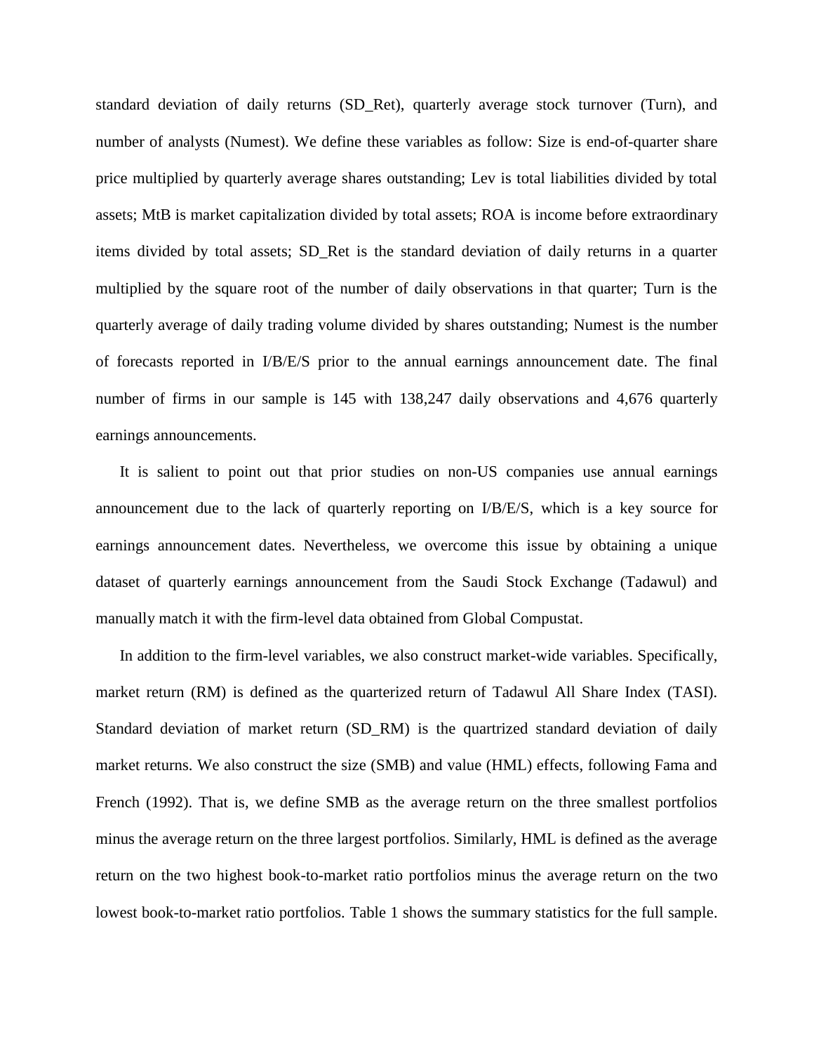standard deviation of daily returns (SD_Ret), quarterly average stock turnover (Turn), and number of analysts (Numest). We define these variables as follow: Size is end-of-quarter share price multiplied by quarterly average shares outstanding; Lev is total liabilities divided by total assets; MtB is market capitalization divided by total assets; ROA is income before extraordinary items divided by total assets; SD_Ret is the standard deviation of daily returns in a quarter multiplied by the square root of the number of daily observations in that quarter; Turn is the quarterly average of daily trading volume divided by shares outstanding; Numest is the number of forecasts reported in I/B/E/S prior to the annual earnings announcement date. The final number of firms in our sample is 145 with 138,247 daily observations and 4,676 quarterly earnings announcements.

It is salient to point out that prior studies on non-US companies use annual earnings announcement due to the lack of quarterly reporting on I/B/E/S, which is a key source for earnings announcement dates. Nevertheless, we overcome this issue by obtaining a unique dataset of quarterly earnings announcement from the Saudi Stock Exchange (Tadawul) and manually match it with the firm-level data obtained from Global Compustat.

In addition to the firm-level variables, we also construct market-wide variables. Specifically, market return (RM) is defined as the quarterized return of Tadawul All Share Index (TASI). Standard deviation of market return (SD_RM) is the quartrized standard deviation of daily market returns. We also construct the size (SMB) and value (HML) effects, following Fama and French (1992). That is, we define SMB as the average return on the three smallest portfolios minus the average return on the three largest portfolios. Similarly, HML is defined as the average return on the two highest book-to-market ratio portfolios minus the average return on the two lowest book-to-market ratio portfolios. Table 1 shows the summary statistics for the full sample.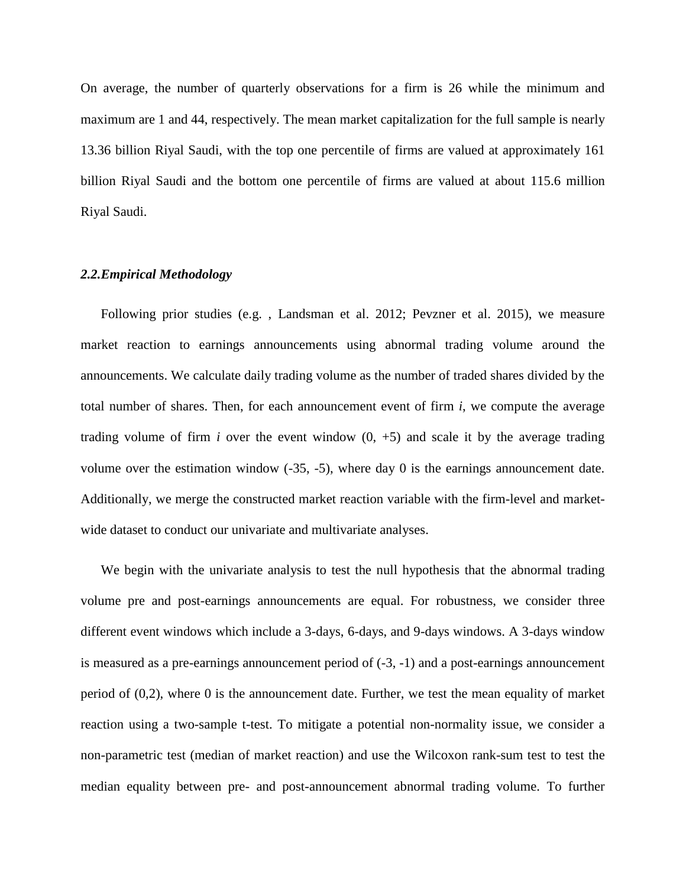On average, the number of quarterly observations for a firm is 26 while the minimum and maximum are 1 and 44, respectively. The mean market capitalization for the full sample is nearly 13.36 billion Riyal Saudi, with the top one percentile of firms are valued at approximately 161 billion Riyal Saudi and the bottom one percentile of firms are valued at about 115.6 million Riyal Saudi.

### *2.2.Empirical Methodology*

Following prior studies (e.g. , Landsman et al. 2012; Pevzner et al. 2015), we measure market reaction to earnings announcements using abnormal trading volume around the announcements. We calculate daily trading volume as the number of traded shares divided by the total number of shares. Then, for each announcement event of firm *i*, we compute the average trading volume of firm *i* over the event window (0, +5) and scale it by the average trading volume over the estimation window (-35, -5), where day 0 is the earnings announcement date. Additionally, we merge the constructed market reaction variable with the firm-level and market-wide dataset to conduct our univariate and multivariate analyses.

We begin with the univariate analysis to test the null hypothesis that the abnormal trading volume pre and post-earnings announcements are equal. For robustness, we consider three different event windows which include a 3-days, 6-days, and 9-days windows. A 3-days window is measured as a pre-earnings announcement period of (-3, -1) and a post-earnings announcement period of (0,2), where 0 is the announcement date. Further, we test the mean equality of market reaction using a two-sample t-test. To mitigate a potential non-normality issue, we consider a non-parametric test (median of market reaction) and use the Wilcoxon rank-sum test to test the median equality between pre- and post-announcement abnormal trading volume. To further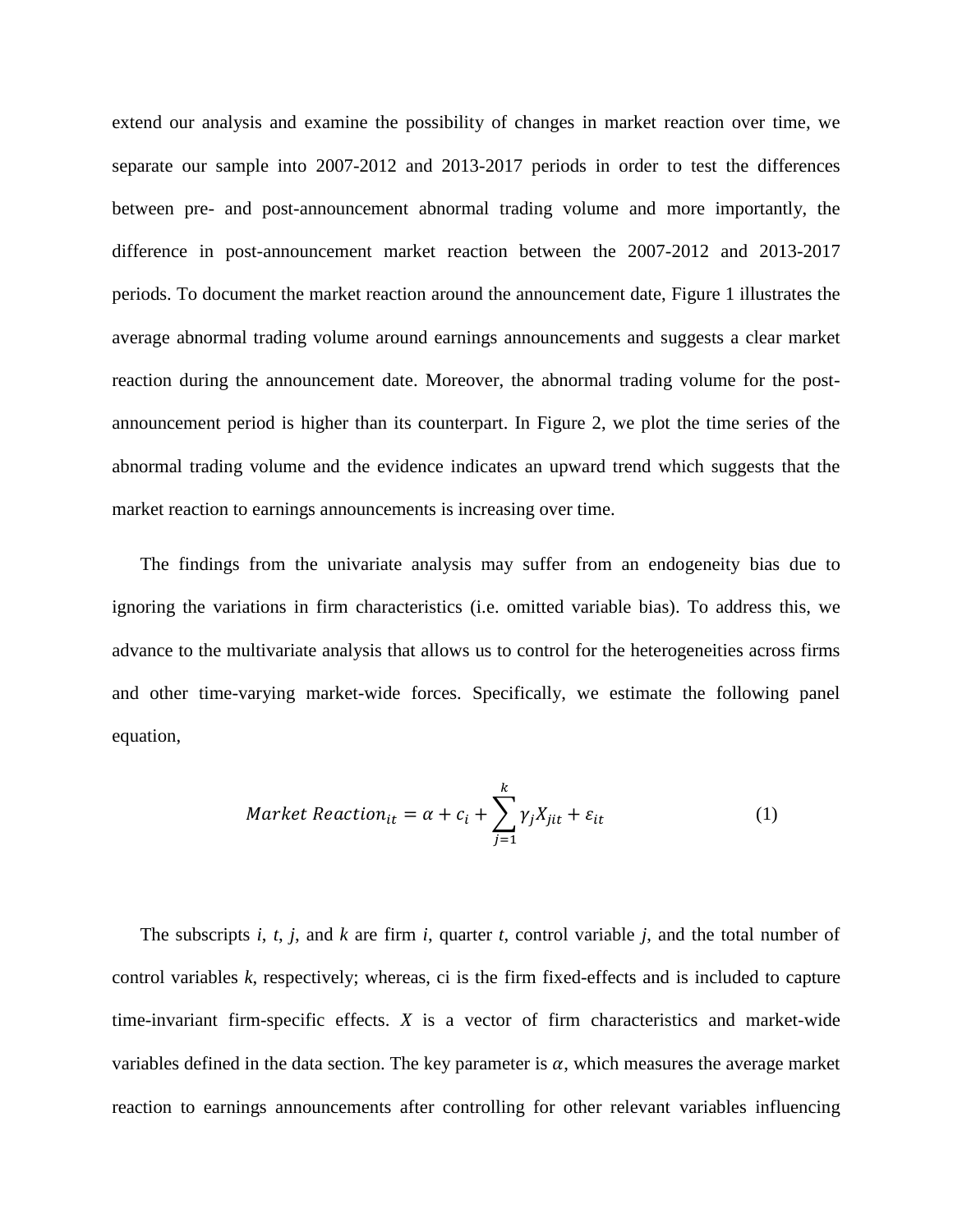extend our analysis and examine the possibility of changes in market reaction over time, we separate our sample into 2007-2012 and 2013-2017 periods in order to test the differences between pre- and post-announcement abnormal trading volume and more importantly, the difference in post-announcement market reaction between the 2007-2012 and 2013-2017 periods. To document the market reaction around the announcement date, Figure 1 illustrates the average abnormal trading volume around earnings announcements and suggests a clear market reaction during the announcement date. Moreover, the abnormal trading volume for the post-announcement period is higher than its counterpart. In Figure 2, we plot the time series of the abnormal trading volume and the evidence indicates an upward trend which suggests that the market reaction to earnings announcements is increasing over time.

The findings from the univariate analysis may suffer from an endogeneity bias due to ignoring the variations in firm characteristics (i.e. omitted variable bias). To address this, we advance to the multivariate analysis that allows us to control for the heterogeneities across firms and other time-varying market-wide forces. Specifically, we estimate the following panel equation,

$$Market\ Reaction_{it} = \alpha + c_i + \sum_{j=1}^{k} \gamma_j X_{jit} + \varepsilon_{it} \quad (1)$$

The subscripts *i*, *t*, *j*, and *k* are firm *i*, quarter *t*, control variable *j*, and the total number of control variables *k*, respectively; whereas, ci is the firm fixed-effects and is included to capture time-invariant firm-specific effects. *X* is a vector of firm characteristics and market-wide variables defined in the data section. The key parameter is $\alpha$, which measures the average market reaction to earnings announcements after controlling for other relevant variables influencing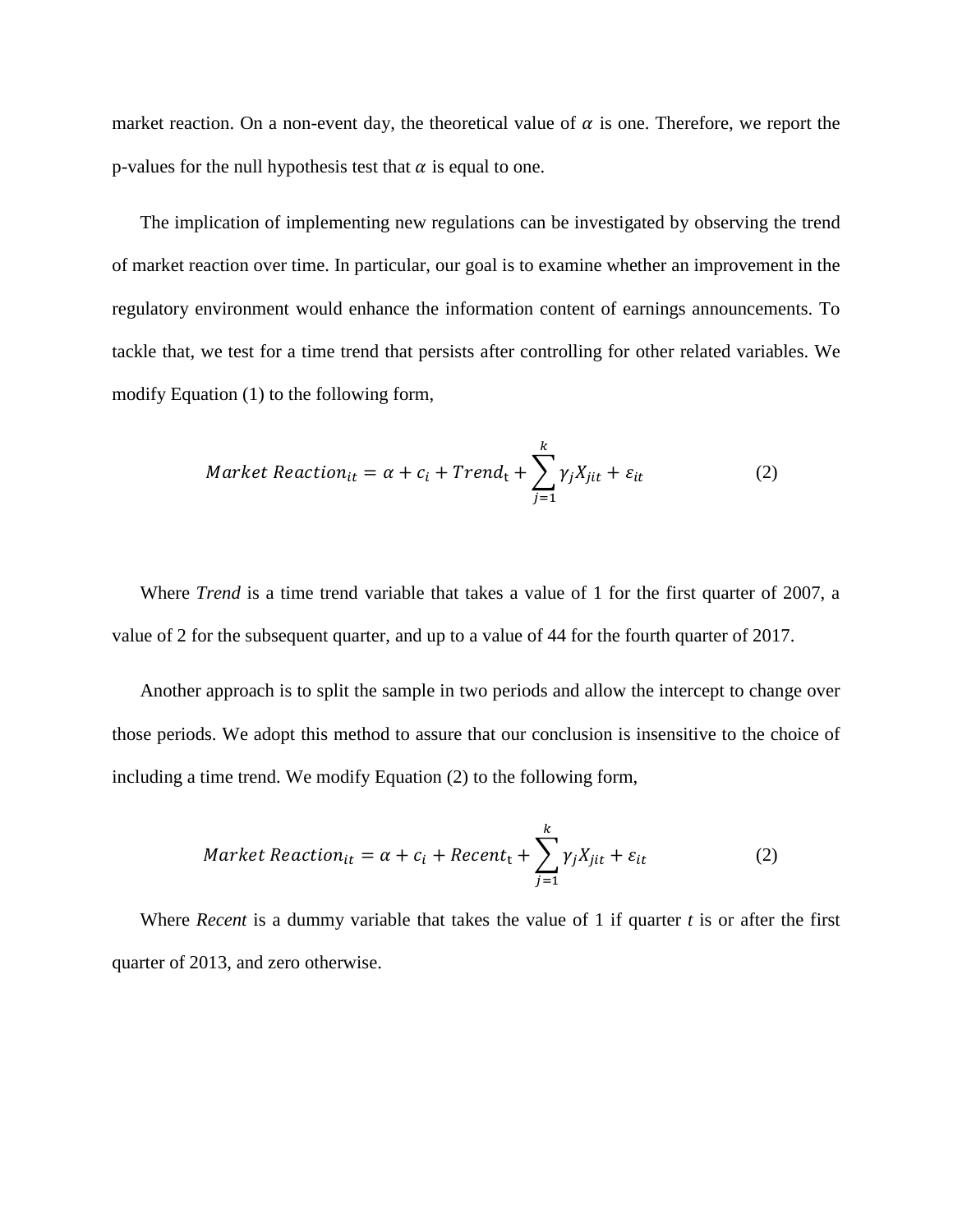market reaction. On a non-event day, the theoretical value of $\alpha$ is one. Therefore, we report the p-values for the null hypothesis test that $\alpha$ is equal to one.

The implication of implementing new regulations can be investigated by observing the trend of market reaction over time. In particular, our goal is to examine whether an improvement in the regulatory environment would enhance the information content of earnings announcements. To tackle that, we test for a time trend that persists after controlling for other related variables. We modify Equation (1) to the following form,

$$Market\ Reaction_{it} = \alpha + c_i + Trend_{\mathrm{t}} + \sum_{j=1}^{k} \gamma_j X_{jit} + \varepsilon_{it} \tag{2}$$

Where *Trend* is a time trend variable that takes a value of 1 for the first quarter of 2007, a value of 2 for the subsequent quarter, and up to a value of 44 for the fourth quarter of 2017.

Another approach is to split the sample in two periods and allow the intercept to change over those periods. We adopt this method to assure that our conclusion is insensitive to the choice of including a time trend. We modify Equation (2) to the following form,

$$Market\ Reaction_{it} = \alpha + c_i + Recent_{\mathrm{t}} + \sum_{j=1}^{k} \gamma_j X_{jit} + \varepsilon_{it} \tag{2}$$

Where *Recent* is a dummy variable that takes the value of 1 if quarter *t* is or after the first quarter of 2013, and zero otherwise.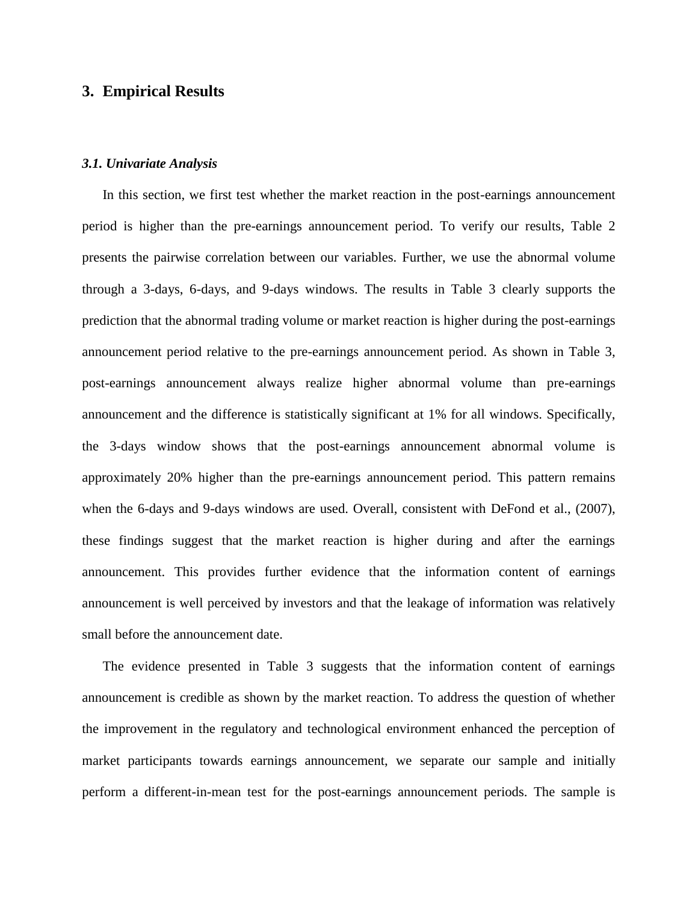## 3. Empirical Results

### *3.1. Univariate Analysis*

In this section, we first test whether the market reaction in the post-earnings announcement period is higher than the pre-earnings announcement period. To verify our results, Table 2 presents the pairwise correlation between our variables. Further, we use the abnormal volume through a 3-days, 6-days, and 9-days windows. The results in Table 3 clearly supports the prediction that the abnormal trading volume or market reaction is higher during the post-earnings announcement period relative to the pre-earnings announcement period. As shown in Table 3, post-earnings announcement always realize higher abnormal volume than pre-earnings announcement and the difference is statistically significant at 1% for all windows. Specifically, the 3-days window shows that the post-earnings announcement abnormal volume is approximately 20% higher than the pre-earnings announcement period. This pattern remains when the 6-days and 9-days windows are used. Overall, consistent with DeFond et al., (2007), these findings suggest that the market reaction is higher during and after the earnings announcement. This provides further evidence that the information content of earnings announcement is well perceived by investors and that the leakage of information was relatively small before the announcement date.

The evidence presented in Table 3 suggests that the information content of earnings announcement is credible as shown by the market reaction. To address the question of whether the improvement in the regulatory and technological environment enhanced the perception of market participants towards earnings announcement, we separate our sample and initially perform a different-in-mean test for the post-earnings announcement periods. The sample is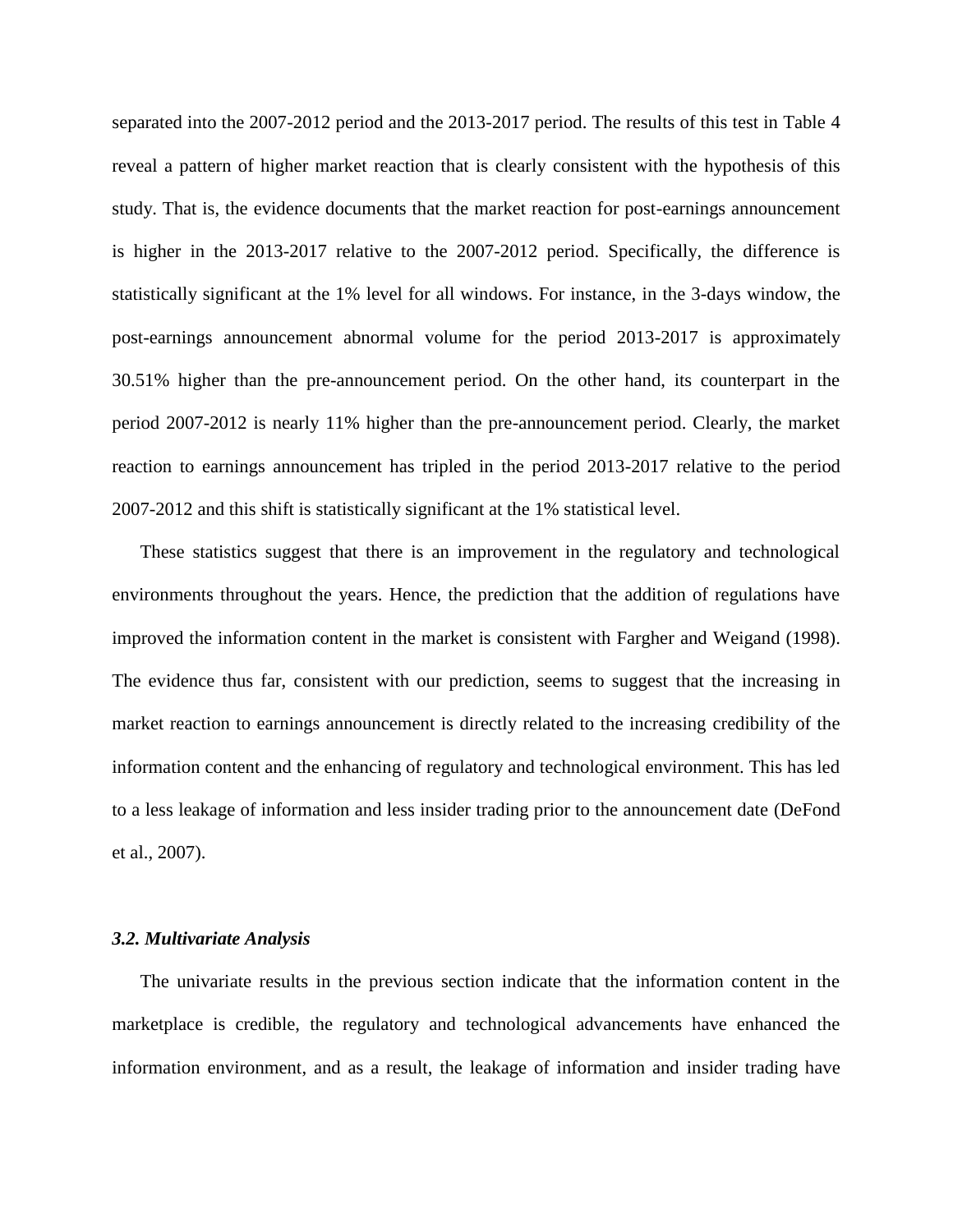separated into the 2007-2012 period and the 2013-2017 period. The results of this test in Table 4 reveal a pattern of higher market reaction that is clearly consistent with the hypothesis of this study. That is, the evidence documents that the market reaction for post-earnings announcement is higher in the 2013-2017 relative to the 2007-2012 period. Specifically, the difference is statistically significant at the 1% level for all windows. For instance, in the 3-days window, the post-earnings announcement abnormal volume for the period 2013-2017 is approximately 30.51% higher than the pre-announcement period. On the other hand, its counterpart in the period 2007-2012 is nearly 11% higher than the pre-announcement period. Clearly, the market reaction to earnings announcement has tripled in the period 2013-2017 relative to the period 2007-2012 and this shift is statistically significant at the 1% statistical level.

These statistics suggest that there is an improvement in the regulatory and technological environments throughout the years. Hence, the prediction that the addition of regulations have improved the information content in the market is consistent with Fargher and Weigand (1998). The evidence thus far, consistent with our prediction, seems to suggest that the increasing in market reaction to earnings announcement is directly related to the increasing credibility of the information content and the enhancing of regulatory and technological environment. This has led to a less leakage of information and less insider trading prior to the announcement date (DeFond et al., 2007).

### *3.2. Multivariate Analysis*

The univariate results in the previous section indicate that the information content in the marketplace is credible, the regulatory and technological advancements have enhanced the information environment, and as a result, the leakage of information and insider trading have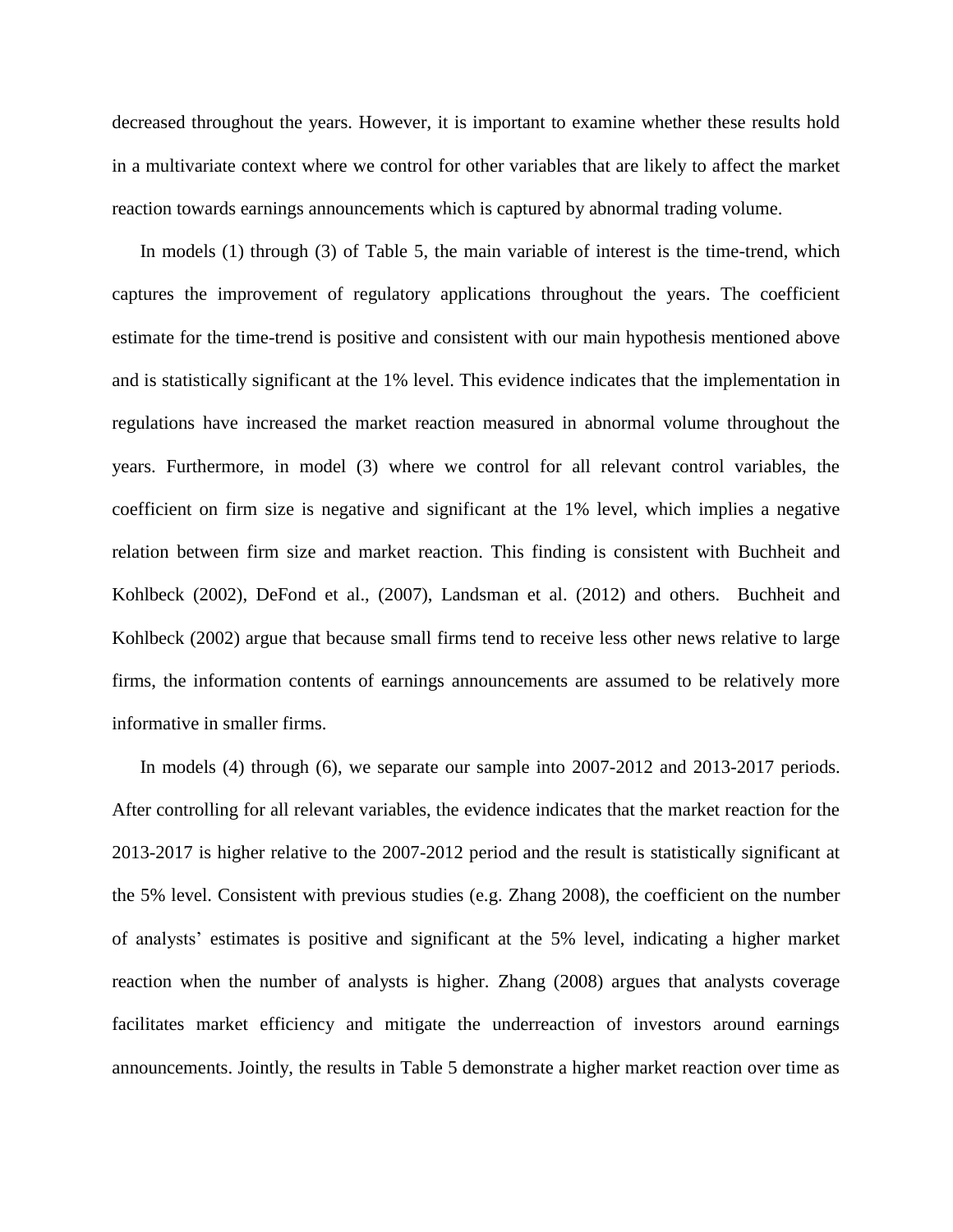decreased throughout the years. However, it is important to examine whether these results hold in a multivariate context where we control for other variables that are likely to affect the market reaction towards earnings announcements which is captured by abnormal trading volume.

In models (1) through (3) of Table 5, the main variable of interest is the time-trend, which captures the improvement of regulatory applications throughout the years. The coefficient estimate for the time-trend is positive and consistent with our main hypothesis mentioned above and is statistically significant at the 1% level. This evidence indicates that the implementation in regulations have increased the market reaction measured in abnormal volume throughout the years. Furthermore, in model (3) where we control for all relevant control variables, the coefficient on firm size is negative and significant at the 1% level, which implies a negative relation between firm size and market reaction. This finding is consistent with Buchheit and Kohlbeck (2002), DeFond et al., (2007), Landsman et al. (2012) and others. Buchheit and Kohlbeck (2002) argue that because small firms tend to receive less other news relative to large firms, the information contents of earnings announcements are assumed to be relatively more informative in smaller firms.

In models (4) through (6), we separate our sample into 2007-2012 and 2013-2017 periods. After controlling for all relevant variables, the evidence indicates that the market reaction for the 2013-2017 is higher relative to the 2007-2012 period and the result is statistically significant at the 5% level. Consistent with previous studies (e.g. Zhang 2008), the coefficient on the number of analysts' estimates is positive and significant at the 5% level, indicating a higher market reaction when the number of analysts is higher. Zhang (2008) argues that analysts coverage facilitates market efficiency and mitigate the underreaction of investors around earnings announcements. Jointly, the results in Table 5 demonstrate a higher market reaction over time as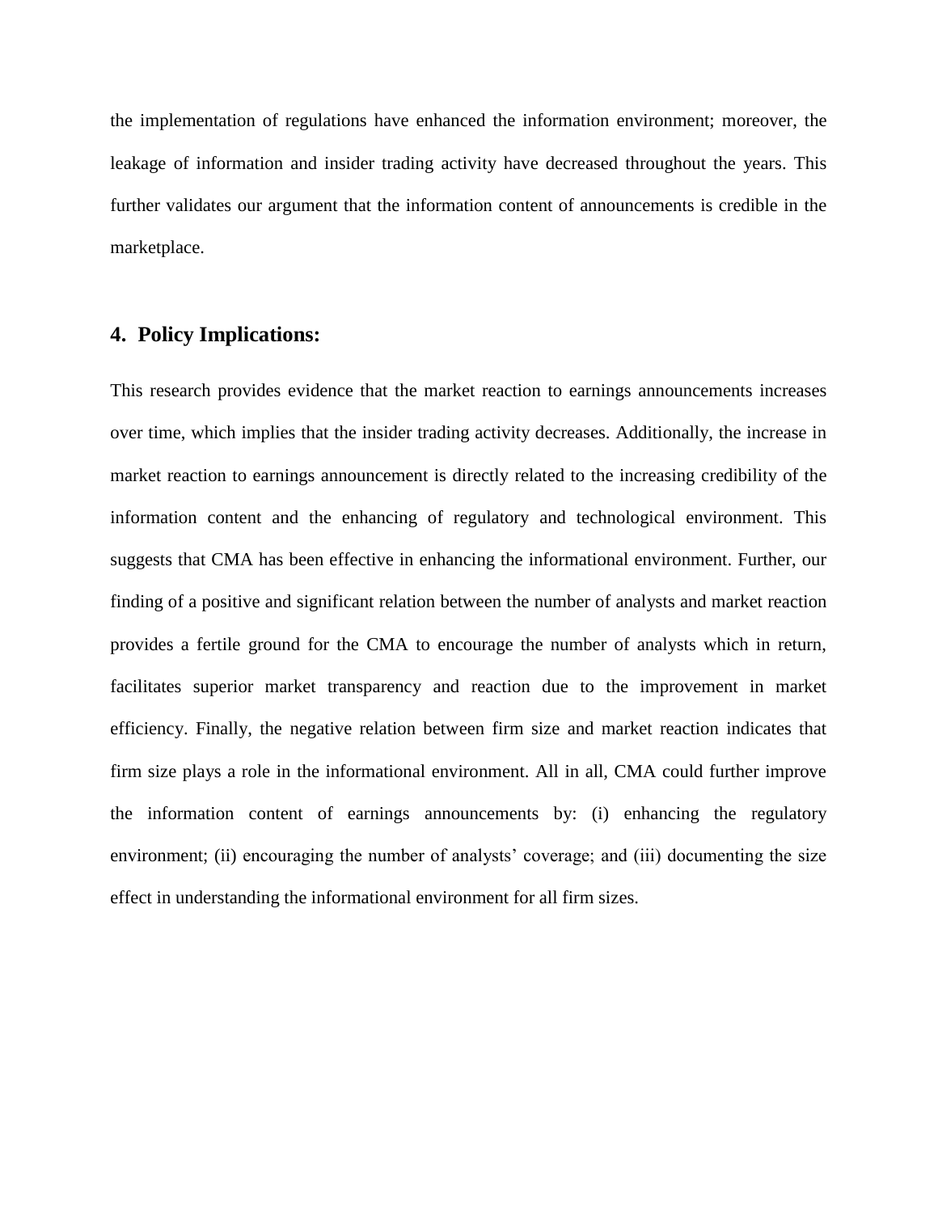the implementation of regulations have enhanced the information environment; moreover, the leakage of information and insider trading activity have decreased throughout the years. This further validates our argument that the information content of announcements is credible in the marketplace.

## 4. Policy Implications:

This research provides evidence that the market reaction to earnings announcements increases over time, which implies that the insider trading activity decreases. Additionally, the increase in market reaction to earnings announcement is directly related to the increasing credibility of the information content and the enhancing of regulatory and technological environment. This suggests that CMA has been effective in enhancing the informational environment. Further, our finding of a positive and significant relation between the number of analysts and market reaction provides a fertile ground for the CMA to encourage the number of analysts which in return, facilitates superior market transparency and reaction due to the improvement in market efficiency. Finally, the negative relation between firm size and market reaction indicates that firm size plays a role in the informational environment. All in all, CMA could further improve the information content of earnings announcements by: (i) enhancing the regulatory environment; (ii) encouraging the number of analysts' coverage; and (iii) documenting the size effect in understanding the informational environment for all firm sizes.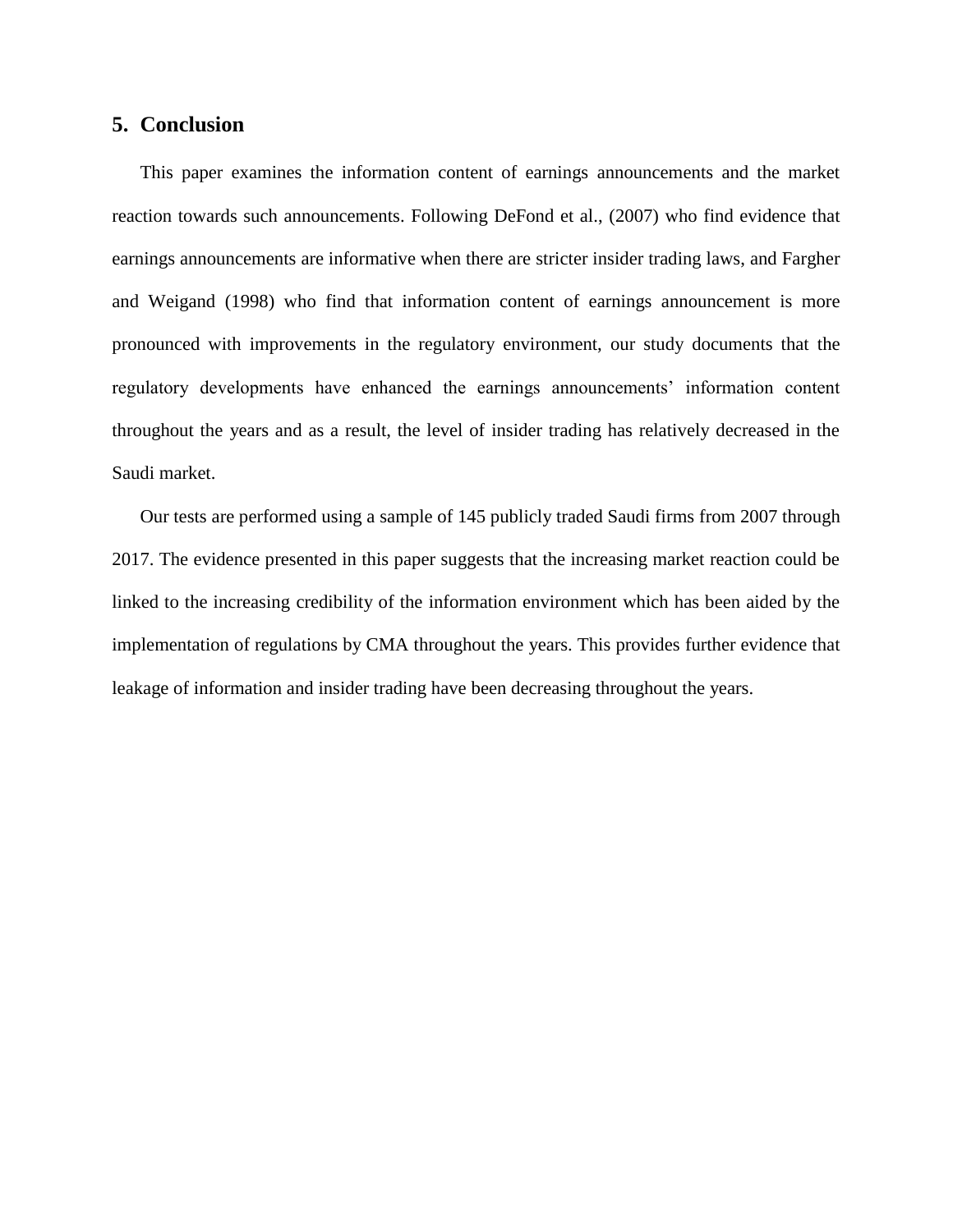## 5. Conclusion

This paper examines the information content of earnings announcements and the market reaction towards such announcements. Following DeFond et al., (2007) who find evidence that earnings announcements are informative when there are stricter insider trading laws, and Fargher and Weigand (1998) who find that information content of earnings announcement is more pronounced with improvements in the regulatory environment, our study documents that the regulatory developments have enhanced the earnings announcements' information content throughout the years and as a result, the level of insider trading has relatively decreased in the Saudi market.

Our tests are performed using a sample of 145 publicly traded Saudi firms from 2007 through 2017. The evidence presented in this paper suggests that the increasing market reaction could be linked to the increasing credibility of the information environment which has been aided by the implementation of regulations by CMA throughout the years. This provides further evidence that leakage of information and insider trading have been decreasing throughout the years.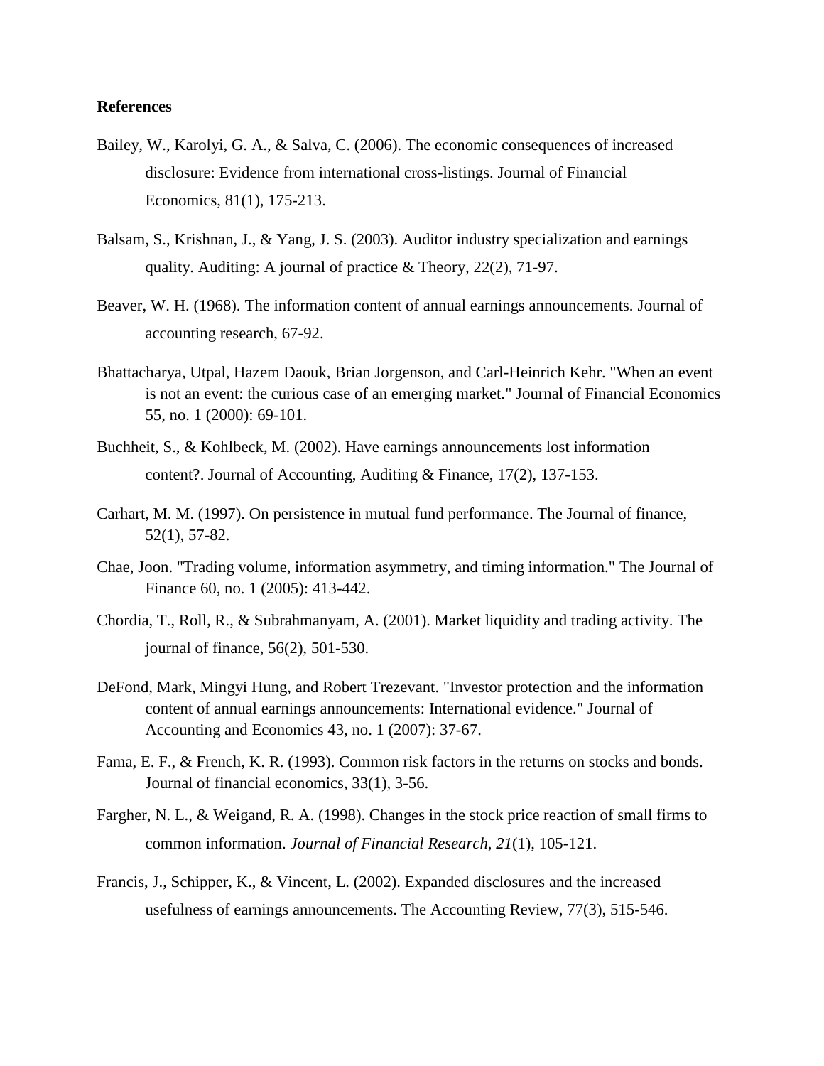**References**

Bailey, W., Karolyi, G. A., & Salva, C. (2006). The economic consequences of increased disclosure: Evidence from international cross-listings. Journal of Financial Economics, 81(1), 175-213.

Balsam, S., Krishnan, J., & Yang, J. S. (2003). Auditor industry specialization and earnings quality. Auditing: A journal of practice & Theory, 22(2), 71-97.

Beaver, W. H. (1968). The information content of annual earnings announcements. Journal of accounting research, 67-92.

Bhattacharya, Utpal, Hazem Daouk, Brian Jorgenson, and Carl-Heinrich Kehr. "When an event is not an event: the curious case of an emerging market." Journal of Financial Economics 55, no. 1 (2000): 69-101.

Buchheit, S., & Kohlbeck, M. (2002). Have earnings announcements lost information content?. Journal of Accounting, Auditing & Finance, 17(2), 137-153.

Carhart, M. M. (1997). On persistence in mutual fund performance. The Journal of finance, 52(1), 57-82.

Chae, Joon. "Trading volume, information asymmetry, and timing information." The Journal of Finance 60, no. 1 (2005): 413-442.

Chordia, T., Roll, R., & Subrahmanyam, A. (2001). Market liquidity and trading activity. The journal of finance, 56(2), 501-530.

DeFond, Mark, Mingyi Hung, and Robert Trezevant. "Investor protection and the information content of annual earnings announcements: International evidence." Journal of Accounting and Economics 43, no. 1 (2007): 37-67.

Fama, E. F., & French, K. R. (1993). Common risk factors in the returns on stocks and bonds. Journal of financial economics, 33(1), 3-56.

Fargher, N. L., & Weigand, R. A. (1998). Changes in the stock price reaction of small firms to common information. *Journal of Financial Research*, *21*(1), 105-121.

Francis, J., Schipper, K., & Vincent, L. (2002). Expanded disclosures and the increased usefulness of earnings announcements. The Accounting Review, 77(3), 515-546.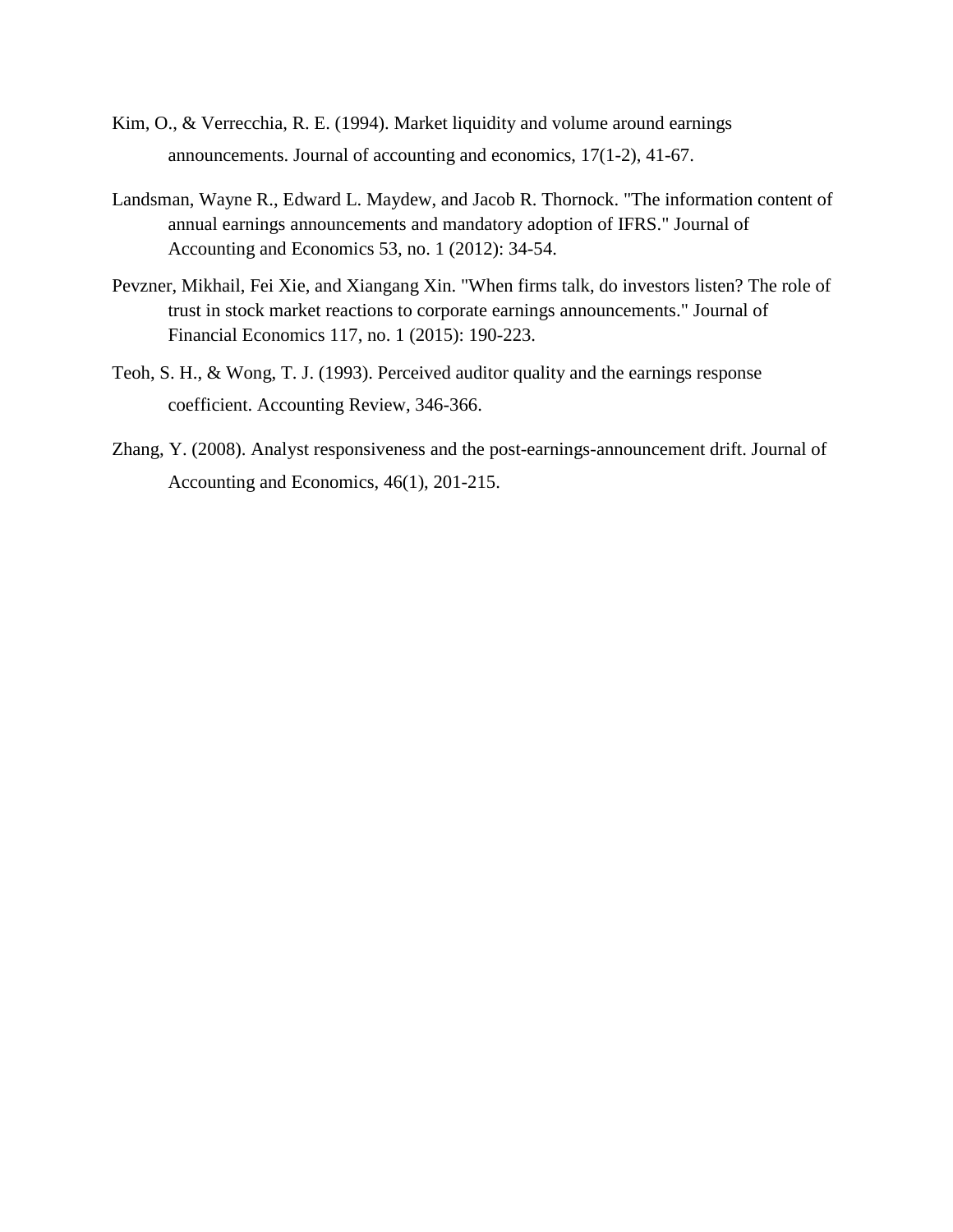Kim, O., & Verrecchia, R. E. (1994). Market liquidity and volume around earnings announcements. Journal of accounting and economics, 17(1-2), 41-67.

Landsman, Wayne R., Edward L. Maydew, and Jacob R. Thornock. "The information content of annual earnings announcements and mandatory adoption of IFRS." Journal of Accounting and Economics 53, no. 1 (2012): 34-54.

Pevzner, Mikhail, Fei Xie, and Xiangang Xin. "When firms talk, do investors listen? The role of trust in stock market reactions to corporate earnings announcements." Journal of Financial Economics 117, no. 1 (2015): 190-223.

Teoh, S. H., & Wong, T. J. (1993). Perceived auditor quality and the earnings response coefficient. Accounting Review, 346-366.

Zhang, Y. (2008). Analyst responsiveness and the post-earnings-announcement drift. Journal of Accounting and Economics, 46(1), 201-215.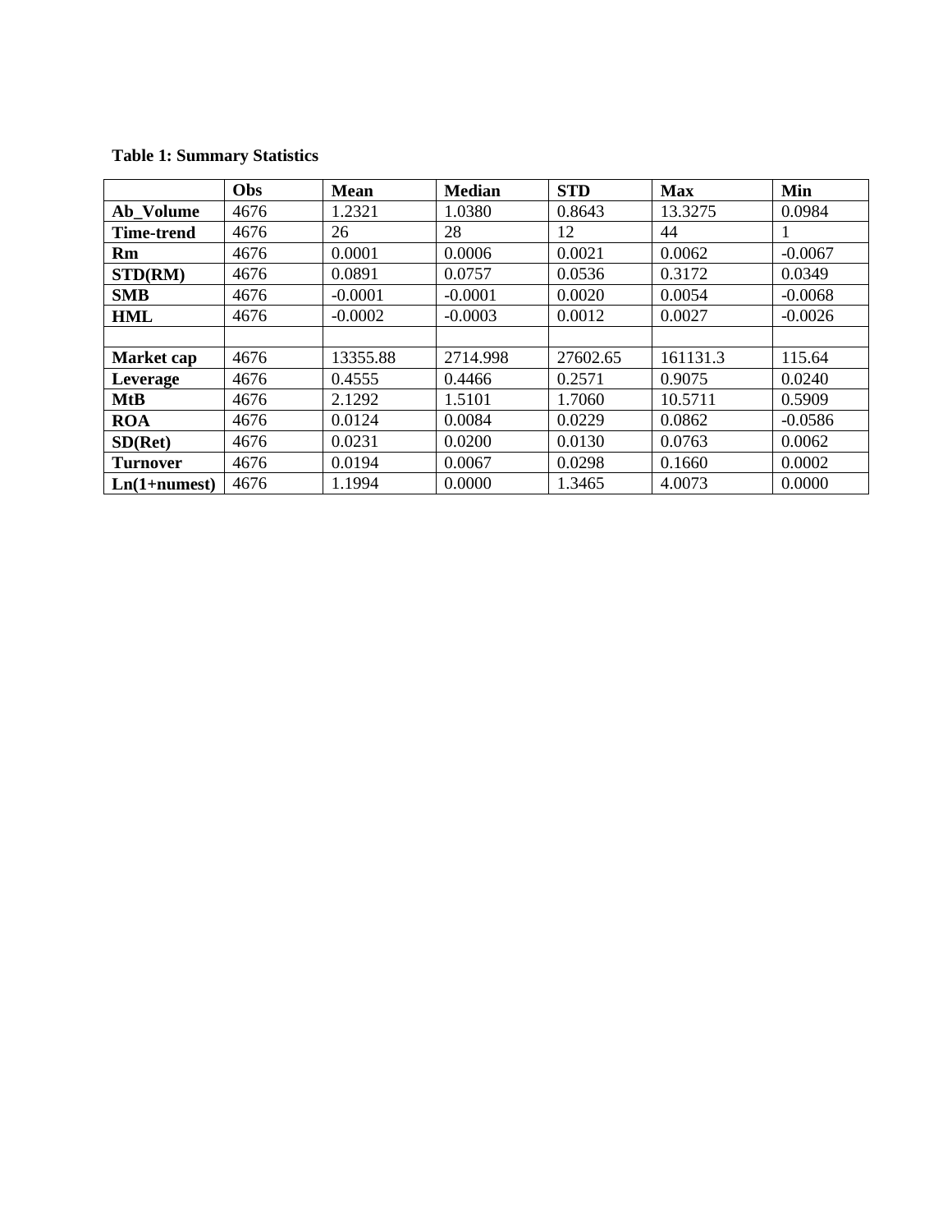**Table 1: Summary Statistics**

| | **Obs** | **Mean** | **Median** | **STD** | **Max** | **Min** |
|---|---|---|---|---|---|---|
| **Ab_Volume** | 4676 | 1.2321 | 1.0380 | 0.8643 | 13.3275 | 0.0984 |
| **Time-trend** | 4676 | 26 | 28 | 12 | 44 | 1 |
| **Rm** | 4676 | 0.0001 | 0.0006 | 0.0021 | 0.0062 | -0.0067 |
| **STD(RM)** | 4676 | 0.0891 | 0.0757 | 0.0536 | 0.3172 | 0.0349 |
| **SMB** | 4676 | -0.0001 | -0.0001 | 0.0020 | 0.0054 | -0.0068 |
| **HML** | 4676 | -0.0002 | -0.0003 | 0.0012 | 0.0027 | -0.0026 |
| | | | | | | |
| **Market cap** | 4676 | 13355.88 | 2714.998 | 27602.65 | 161131.3 | 115.64 |
| **Leverage** | 4676 | 0.4555 | 0.4466 | 0.2571 | 0.9075 | 0.0240 |
| **MtB** | 4676 | 2.1292 | 1.5101 | 1.7060 | 10.5711 | 0.5909 |
| **ROA** | 4676 | 0.0124 | 0.0084 | 0.0229 | 0.0862 | -0.0586 |
| **SD(Ret)** | 4676 | 0.0231 | 0.0200 | 0.0130 | 0.0763 | 0.0062 |
| **Turnover** | 4676 | 0.0194 | 0.0067 | 0.0298 | 0.1660 | 0.0002 |
| **Ln(1+numest)** | 4676 | 1.1994 | 0.0000 | 1.3465 | 4.0073 | 0.0000 |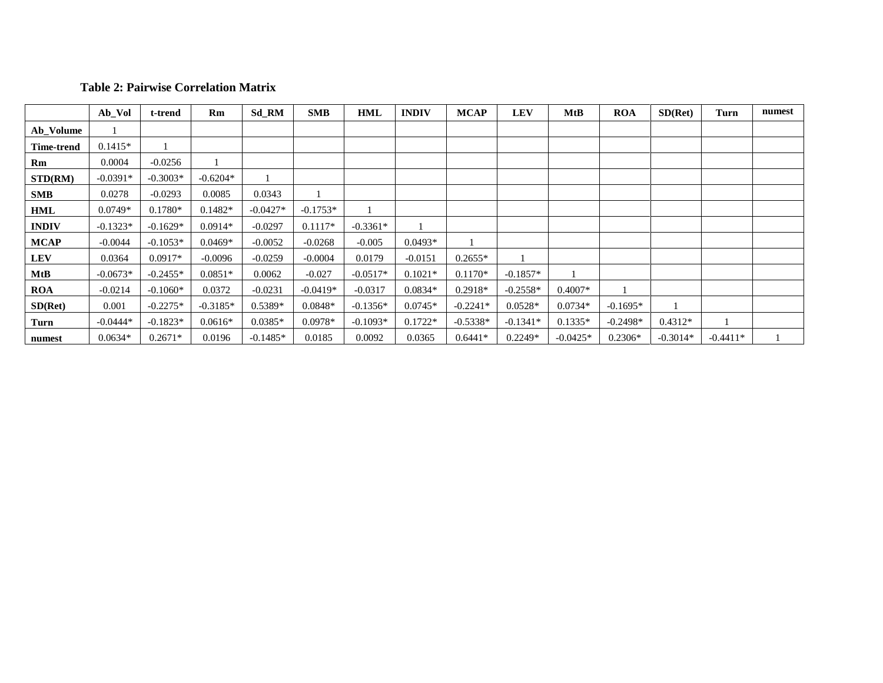**Table 2: Pairwise Correlation Matrix**

| | Ab_Vol | t-trend | Rm | Sd_RM | SMB | HML | INDIV | MCAP | LEV | MtB | ROA | SD(Ret) | Turn | numest |
|---|---|---|---|---|---|---|---|---|---|---|---|---|---|---|
| **Ab_Volume** | 1 | | | | | | | | | | | | | |
| **Time-trend** | 0.1415* | 1 | | | | | | | | | | | | |
| **Rm** | 0.0004 | -0.0256 | 1 | | | | | | | | | | | |
| **STD(RM)** | -0.0391* | -0.3003* | -0.6204* | 1 | | | | | | | | | | |
| **SMB** | 0.0278 | -0.0293 | 0.0085 | 0.0343 | 1 | | | | | | | | | |
| **HML** | 0.0749* | 0.1780* | 0.1482* | -0.0427* | -0.1753* | 1 | | | | | | | | |
| **INDIV** | -0.1323* | -0.1629* | 0.0914* | -0.0297 | 0.1117* | -0.3361* | 1 | | | | | | | |
| **MCAP** | -0.0044 | -0.1053* | 0.0469* | -0.0052 | -0.0268 | -0.005 | 0.0493* | 1 | | | | | | |
| **LEV** | 0.0364 | 0.0917* | -0.0096 | -0.0259 | -0.0004 | 0.0179 | -0.0151 | 0.2655* | 1 | | | | | |
| **MtB** | -0.0673* | -0.2455* | 0.0851* | 0.0062 | -0.027 | -0.0517* | 0.1021* | 0.1170* | -0.1857* | 1 | | | | |
| **ROA** | -0.0214 | -0.1060* | 0.0372 | -0.0231 | -0.0419* | -0.0317 | 0.0834* | 0.2918* | -0.2558* | 0.4007* | 1 | | | |
| **SD(Ret)** | 0.001 | -0.2275* | -0.3185* | 0.5389* | 0.0848* | -0.1356* | 0.0745* | -0.2241* | 0.0528* | 0.0734* | -0.1695* | 1 | | |
| **Turn** | -0.0444* | -0.1823* | 0.0616* | 0.0385* | 0.0978* | -0.1093* | 0.1722* | -0.5338* | -0.1341* | 0.1335* | -0.2498* | 0.4312* | 1 | |
| **numest** | 0.0634* | 0.2671* | 0.0196 | -0.1485* | 0.0185 | 0.0092 | 0.0365 | 0.6441* | 0.2249* | -0.0425* | 0.2306* | -0.3014* | -0.4411* | 1 |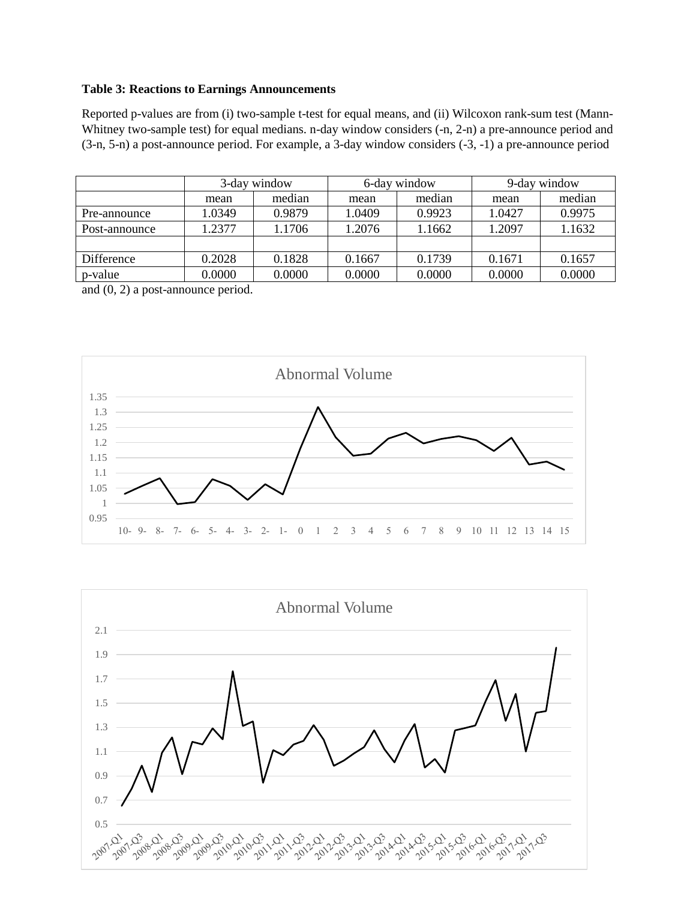**Table 3: Reactions to Earnings Announcements**

Reported p-values are from (i) two-sample t-test for equal means, and (ii) Wilcoxon rank-sum test (Mann-Whitney two-sample test) for equal medians. n-day window considers (-n, 2-n) a pre-announce period and (3-n, 5-n) a post-announce period. For example, a 3-day window considers (-3, -1) a pre-announce period and (0, 2) a post-announce period.

| | 3-day window | | 6-day window | | 9-day window | |
|---|---|---|---|---|---|---|
| | mean | median | mean | median | mean | median |
| Pre-announce | 1.0349 | 0.9879 | 1.0409 | 0.9923 | 1.0427 | 0.9975 |
| Post-announce | 1.2377 | 1.1706 | 1.2076 | 1.1662 | 1.2097 | 1.1632 |
| | | | | | | |
| Difference | 0.2028 | 0.1828 | 0.1667 | 0.1739 | 0.1671 | 0.1657 |
| p-value | 0.0000 | 0.0000 | 0.0000 | 0.0000 | 0.0000 | 0.0000 |

Abnormal Volume

Abnormal Volume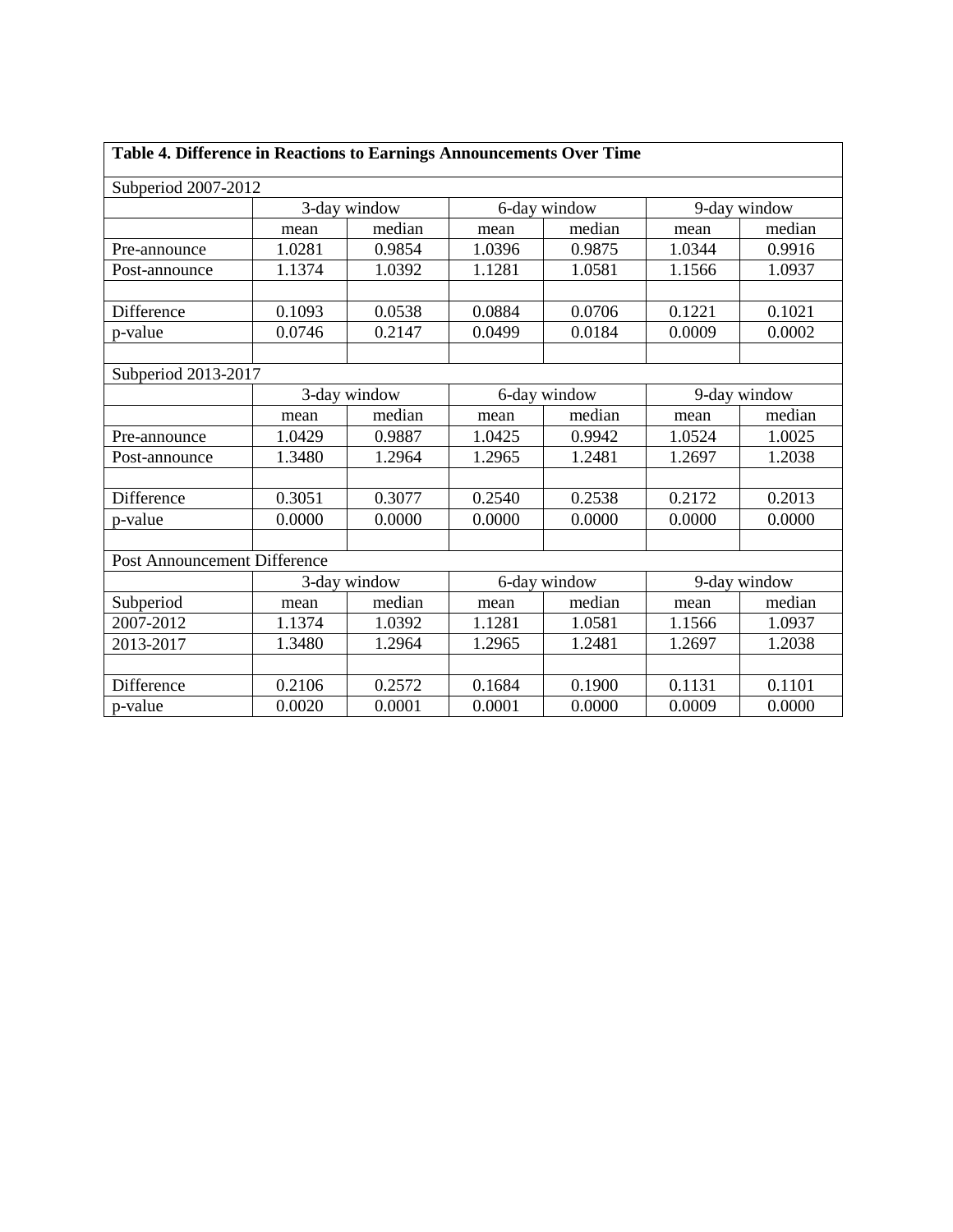**Table 4. Difference in Reactions to Earnings Announcements Over Time**

| Subperiod 2007-2012 | | | | | | |
|---|---|---|---|---|---|---|
| | 3-day window | | 6-day window | | 9-day window | |
| | mean | median | mean | median | mean | median |
| Pre-announce | 1.0281 | 0.9854 | 1.0396 | 0.9875 | 1.0344 | 0.9916 |
| Post-announce | 1.1374 | 1.0392 | 1.1281 | 1.0581 | 1.1566 | 1.0937 |
| | | | | | | |
| Difference | 0.1093 | 0.0538 | 0.0884 | 0.0706 | 0.1221 | 0.1021 |
| p-value | 0.0746 | 0.2147 | 0.0499 | 0.0184 | 0.0009 | 0.0002 |
| | | | | | | |
| Subperiod 2013-2017 | | | | | | |
| | 3-day window | | 6-day window | | 9-day window | |
| | mean | median | mean | median | mean | median |
| Pre-announce | 1.0429 | 0.9887 | 1.0425 | 0.9942 | 1.0524 | 1.0025 |
| Post-announce | 1.3480 | 1.2964 | 1.2965 | 1.2481 | 1.2697 | 1.2038 |
| | | | | | | |
| Difference | 0.3051 | 0.3077 | 0.2540 | 0.2538 | 0.2172 | 0.2013 |
| p-value | 0.0000 | 0.0000 | 0.0000 | 0.0000 | 0.0000 | 0.0000 |
| | | | | | | |
| Post Announcement Difference | | | | | | |
| | 3-day window | | 6-day window | | 9-day window | |
| Subperiod | mean | median | mean | median | mean | median |
| 2007-2012 | 1.1374 | 1.0392 | 1.1281 | 1.0581 | 1.1566 | 1.0937 |
| 2013-2017 | 1.3480 | 1.2964 | 1.2965 | 1.2481 | 1.2697 | 1.2038 |
| | | | | | | |
| Difference | 0.2106 | 0.2572 | 0.1684 | 0.1900 | 0.1131 | 0.1101 |
| p-value | 0.0020 | 0.0001 | 0.0001 | 0.0000 | 0.0009 | 0.0000 |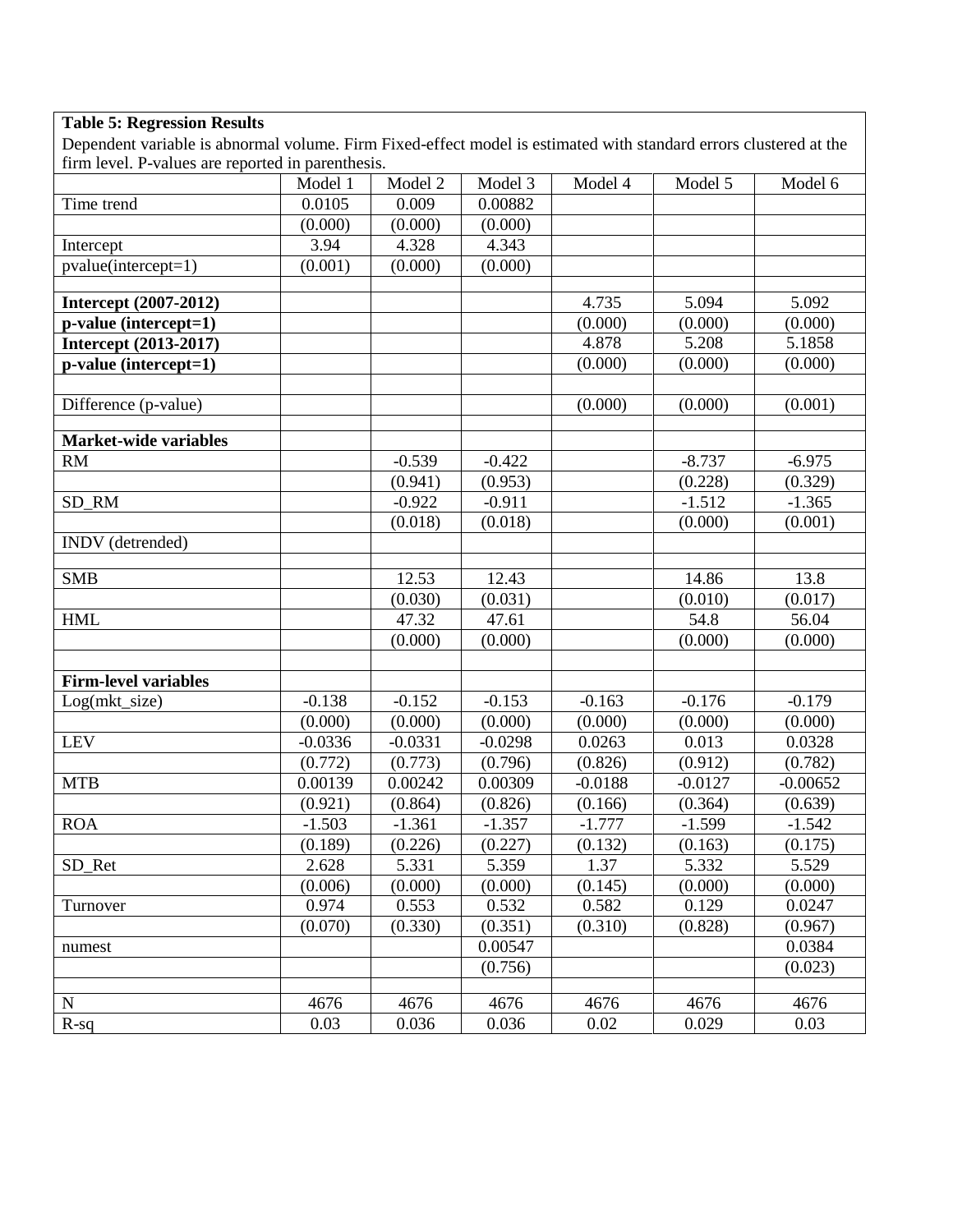**Table 5: Regression Results**

Dependent variable is abnormal volume. Firm Fixed-effect model is estimated with standard errors clustered at the firm level. P-values are reported in parenthesis.

| | Model 1 | Model 2 | Model 3 | Model 4 | Model 5 | Model 6 |
|---|---|---|---|---|---|---|
| Time trend | 0.0105 | 0.009 | 0.00882 | | | |
| | (0.000) | (0.000) | (0.000) | | | |
| Intercept | 3.94 | 4.328 | 4.343 | | | |
| pvalue(intercept=1) | (0.001) | (0.000) | (0.000) | | | |
| | | | | | | |
| **Intercept (2007-2012)** | | | | 4.735 | 5.094 | 5.092 |
| **p-value (intercept=1)** | | | | (0.000) | (0.000) | (0.000) |
| **Intercept (2013-2017)** | | | | 4.878 | 5.208 | 5.1858 |
| **p-value (intercept=1)** | | | | (0.000) | (0.000) | (0.000) |
| | | | | | | |
| Difference (p-value) | | | | (0.000) | (0.000) | (0.001) |
| | | | | | | |
| **Market-wide variables** | | | | | | |
| RM | | -0.539 | -0.422 | | -8.737 | -6.975 |
| | | (0.941) | (0.953) | | (0.228) | (0.329) |
| SD_RM | | -0.922 | -0.911 | | -1.512 | -1.365 |
| | | (0.018) | (0.018) | | (0.000) | (0.001) |
| INDV (detrended) | | | | | | |
| | | | | | | |
| SMB | | 12.53 | 12.43 | | 14.86 | 13.8 |
| | | (0.030) | (0.031) | | (0.010) | (0.017) |
| HML | | 47.32 | 47.61 | | 54.8 | 56.04 |
| | | (0.000) | (0.000) | | (0.000) | (0.000) |
| | | | | | | |
| **Firm-level variables** | | | | | | |
| Log(mkt_size) | -0.138 | -0.152 | -0.153 | -0.163 | -0.176 | -0.179 |
| | (0.000) | (0.000) | (0.000) | (0.000) | (0.000) | (0.000) |
| LEV | -0.0336 | -0.0331 | -0.0298 | 0.0263 | 0.013 | 0.0328 |
| | (0.772) | (0.773) | (0.796) | (0.826) | (0.912) | (0.782) |
| MTB | 0.00139 | 0.00242 | 0.00309 | -0.0188 | -0.0127 | -0.00652 |
| | (0.921) | (0.864) | (0.826) | (0.166) | (0.364) | (0.639) |
| ROA | -1.503 | -1.361 | -1.357 | -1.777 | -1.599 | -1.542 |
| | (0.189) | (0.226) | (0.227) | (0.132) | (0.163) | (0.175) |
| SD_Ret | 2.628 | 5.331 | 5.359 | 1.37 | 5.332 | 5.529 |
| | (0.006) | (0.000) | (0.000) | (0.145) | (0.000) | (0.000) |
| Turnover | 0.974 | 0.553 | 0.532 | 0.582 | 0.129 | 0.0247 |
| | (0.070) | (0.330) | (0.351) | (0.310) | (0.828) | (0.967) |
| numest | | | 0.00547 | | | 0.0384 |
| | | | (0.756) | | | (0.023) |
| | | | | | | |
| N | 4676 | 4676 | 4676 | 4676 | 4676 | 4676 |
| R-sq | 0.03 | 0.036 | 0.036 | 0.02 | 0.029 | 0.03 |